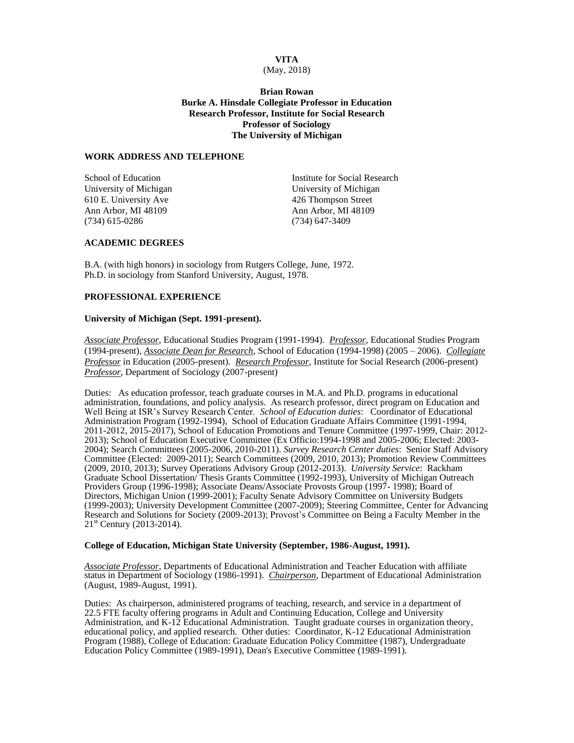# VITA

(May, 2018)

**Brian Rowan**
**Burke A. Hinsdale Collegiate Professor in Education**
**Research Professor, Institute for Social Research**
**Professor of Sociology**
**The University of Michigan**

## WORK ADDRESS AND TELEPHONE

School of Education
University of Michigan
610 E. University Ave
Ann Arbor, MI 48109
(734) 615-0286

Institute for Social Research
University of Michigan
426 Thompson Street
Ann Arbor, MI 48109
(734) 647-3409

## ACADEMIC DEGREES

B.A. (with high honors) in sociology from Rutgers College, June, 1972.
Ph.D. in sociology from Stanford University, August, 1978.

## PROFESSIONAL EXPERIENCE

### University of Michigan (Sept. 1991-present).

*Associate Professor*, Educational Studies Program (1991-1994). *Professor*, Educational Studies Program (1994-present), *Associate Dean for Research*, School of Education (1994-1998) (2005 – 2006). *Collegiate Professor* in Education (2005-present). *Research Professor*, Institute for Social Research (2006-present) *Professor*, Department of Sociology (2007-present)

Duties: As education professor, teach graduate courses in M.A. and Ph.D. programs in educational administration, foundations, and policy analysis. As research professor, direct program on Education and Well Being at ISR's Survey Research Center. *School of Education duties*: Coordinator of Educational Administration Program (1992-1994), School of Education Graduate Affairs Committee (1991-1994, 2011-2012, 2015-2017), School of Education Promotions and Tenure Committee (1997-1999, Chair: 2012-2013); School of Education Executive Committee (Ex Officio:1994-1998 and 2005-2006; Elected: 2003-2004); Search Committees (2005-2006, 2010-2011). *Survey Research Center duties*: Senior Staff Advisory Committee (Elected: 2009-2011); Search Committees (2009, 2010, 2013); Promotion Review Committees (2009, 2010, 2013); Survey Operations Advisory Group (2012-2013). *University Service*: Rackham Graduate School Dissertation/ Thesis Grants Committee (1992-1993), University of Michigan Outreach Providers Group (1996-1998); Associate Deans/Associate Provosts Group (1997- 1998); Board of Directors, Michigan Union (1999-2001); Faculty Senate Advisory Committee on University Budgets (1999-2003); University Development Committee (2007-2009); Steering Committee, Center for Advancing Research and Solutions for Society (2009-2013); Provost's Committee on Being a Faculty Member in the 21st Century (2013-2014).

### College of Education, Michigan State University (September, 1986-August, 1991).

*Associate Professor*, Departments of Educational Administration and Teacher Education with affiliate status in Department of Sociology (1986-1991). *Chairperson*, Department of Educational Administration (August, 1989-August, 1991).

Duties: As chairperson, administered programs of teaching, research, and service in a department of 22.5 FTE faculty offering programs in Adult and Continuing Education, College and University Administration, and K-12 Educational Administration. Taught graduate courses in organization theory, educational policy, and applied research. Other duties: Coordinator, K-12 Educational Administration Program (1988), College of Education: Graduate Education Policy Committee (1987), Undergraduate Education Policy Committee (1989-1991), Dean's Executive Committee (1989-1991).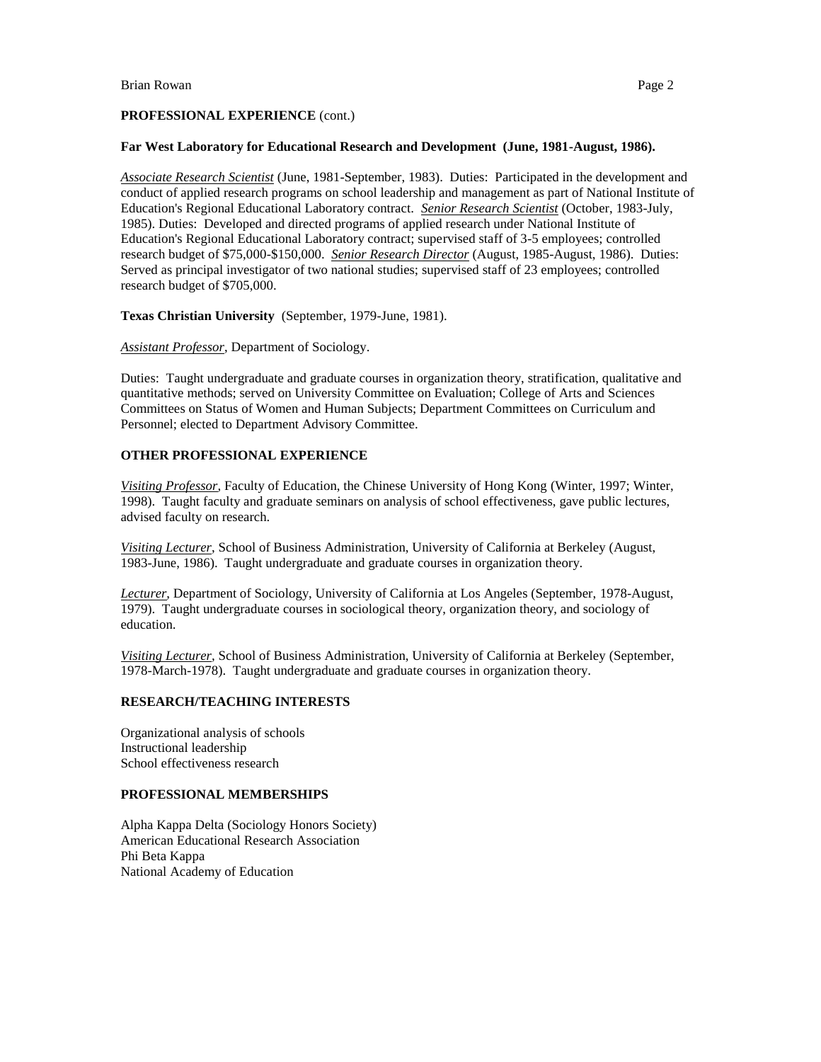**PROFESSIONAL EXPERIENCE** (cont.)

**Far West Laboratory for Educational Research and Development (June, 1981-August, 1986).**

*Associate Research Scientist* (June, 1981-September, 1983). Duties: Participated in the development and conduct of applied research programs on school leadership and management as part of National Institute of Education's Regional Educational Laboratory contract. *Senior Research Scientist* (October, 1983-July, 1985). Duties: Developed and directed programs of applied research under National Institute of Education's Regional Educational Laboratory contract; supervised staff of 3-5 employees; controlled research budget of $75,000-$150,000. *Senior Research Director* (August, 1985-August, 1986). Duties: Served as principal investigator of two national studies; supervised staff of 23 employees; controlled research budget of $705,000.

**Texas Christian University** (September, 1979-June, 1981).

*Assistant Professor*, Department of Sociology.

Duties: Taught undergraduate and graduate courses in organization theory, stratification, qualitative and quantitative methods; served on University Committee on Evaluation; College of Arts and Sciences Committees on Status of Women and Human Subjects; Department Committees on Curriculum and Personnel; elected to Department Advisory Committee.

**OTHER PROFESSIONAL EXPERIENCE**

*Visiting Professor,* Faculty of Education, the Chinese University of Hong Kong (Winter, 1997; Winter, 1998). Taught faculty and graduate seminars on analysis of school effectiveness, gave public lectures, advised faculty on research.

*Visiting Lecturer*, School of Business Administration, University of California at Berkeley (August, 1983-June, 1986). Taught undergraduate and graduate courses in organization theory.

*Lecturer,* Department of Sociology, University of California at Los Angeles (September, 1978-August, 1979). Taught undergraduate courses in sociological theory, organization theory, and sociology of education.

*Visiting Lecturer*, School of Business Administration, University of California at Berkeley (September, 1978-March-1978). Taught undergraduate and graduate courses in organization theory.

**RESEARCH/TEACHING INTERESTS**

Organizational analysis of schools
Instructional leadership
School effectiveness research

**PROFESSIONAL MEMBERSHIPS**

Alpha Kappa Delta (Sociology Honors Society)
American Educational Research Association
Phi Beta Kappa
National Academy of Education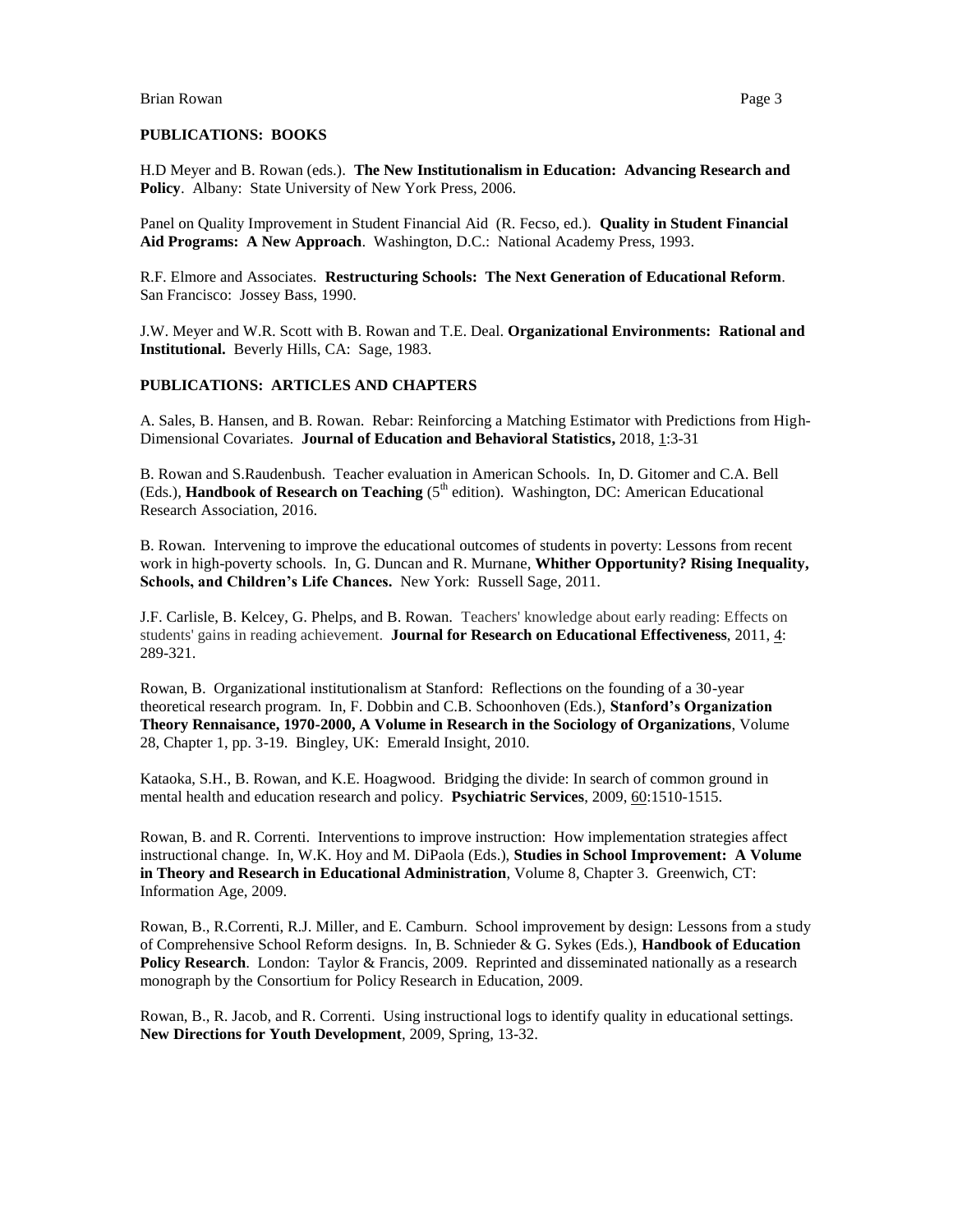## PUBLICATIONS: BOOKS

H.D Meyer and B. Rowan (eds.). **The New Institutionalism in Education: Advancing Research and Policy**. Albany: State University of New York Press, 2006.

Panel on Quality Improvement in Student Financial Aid (R. Fecso, ed.). **Quality in Student Financial Aid Programs: A New Approach**. Washington, D.C.: National Academy Press, 1993.

R.F. Elmore and Associates. **Restructuring Schools: The Next Generation of Educational Reform**. San Francisco: Jossey Bass, 1990.

J.W. Meyer and W.R. Scott with B. Rowan and T.E. Deal. **Organizational Environments: Rational and Institutional.** Beverly Hills, CA: Sage, 1983.

## PUBLICATIONS: ARTICLES AND CHAPTERS

A. Sales, B. Hansen, and B. Rowan. Rebar: Reinforcing a Matching Estimator with Predictions from High-Dimensional Covariates. **Journal of Education and Behavioral Statistics,** 2018, 1:3-31

B. Rowan and S.Raudenbush. Teacher evaluation in American Schools. In, D. Gitomer and C.A. Bell (Eds.), **Handbook of Research on Teaching** (5th edition). Washington, DC: American Educational Research Association, 2016.

B. Rowan. Intervening to improve the educational outcomes of students in poverty: Lessons from recent work in high-poverty schools. In, G. Duncan and R. Murnane, **Whither Opportunity? Rising Inequality, Schools, and Children's Life Chances.** New York: Russell Sage, 2011.

J.F. Carlisle, B. Kelcey, G. Phelps, and B. Rowan. Teachers' knowledge about early reading: Effects on students' gains in reading achievement. **Journal for Research on Educational Effectiveness**, 2011, 4: 289-321.

Rowan, B. Organizational institutionalism at Stanford: Reflections on the founding of a 30-year theoretical research program. In, F. Dobbin and C.B. Schoonhoven (Eds.), **Stanford's Organization Theory Rennaisance, 1970-2000, A Volume in Research in the Sociology of Organizations**, Volume 28, Chapter 1, pp. 3-19. Bingley, UK: Emerald Insight, 2010.

Kataoka, S.H., B. Rowan, and K.E. Hoagwood. Bridging the divide: In search of common ground in mental health and education research and policy. **Psychiatric Services**, 2009, 60:1510-1515.

Rowan, B. and R. Correnti. Interventions to improve instruction: How implementation strategies affect instructional change. In, W.K. Hoy and M. DiPaola (Eds.), **Studies in School Improvement: A Volume in Theory and Research in Educational Administration**, Volume 8, Chapter 3. Greenwich, CT: Information Age, 2009.

Rowan, B., R.Correnti, R.J. Miller, and E. Camburn. School improvement by design: Lessons from a study of Comprehensive School Reform designs. In, B. Schnieder & G. Sykes (Eds.), **Handbook of Education Policy Research**. London: Taylor & Francis, 2009. Reprinted and disseminated nationally as a research monograph by the Consortium for Policy Research in Education, 2009.

Rowan, B., R. Jacob, and R. Correnti. Using instructional logs to identify quality in educational settings. **New Directions for Youth Development**, 2009, Spring, 13-32.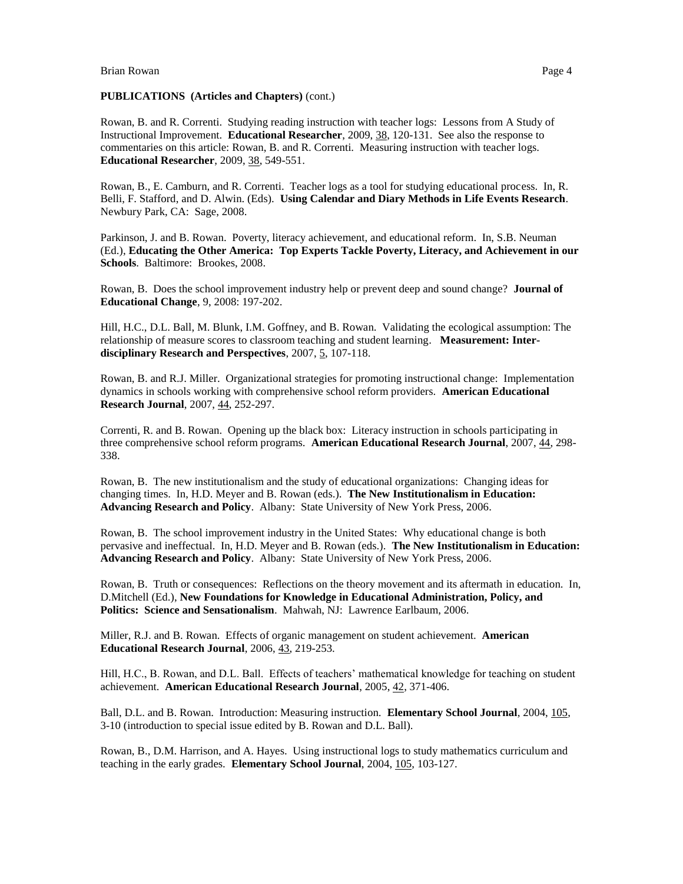**PUBLICATIONS (Articles and Chapters)** (cont.)

Rowan, B. and R. Correnti. Studying reading instruction with teacher logs: Lessons from A Study of Instructional Improvement. **Educational Researcher**, 2009, 38, 120-131. See also the response to commentaries on this article: Rowan, B. and R. Correnti. Measuring instruction with teacher logs. **Educational Researcher**, 2009, 38, 549-551.

Rowan, B., E. Camburn, and R. Correnti. Teacher logs as a tool for studying educational process. In, R. Belli, F. Stafford, and D. Alwin. (Eds). **Using Calendar and Diary Methods in Life Events Research**. Newbury Park, CA: Sage, 2008.

Parkinson, J. and B. Rowan. Poverty, literacy achievement, and educational reform. In, S.B. Neuman (Ed.), **Educating the Other America: Top Experts Tackle Poverty, Literacy, and Achievement in our Schools**. Baltimore: Brookes, 2008.

Rowan, B. Does the school improvement industry help or prevent deep and sound change? **Journal of Educational Change**, 9, 2008: 197-202.

Hill, H.C., D.L. Ball, M. Blunk, I.M. Goffney, and B. Rowan. Validating the ecological assumption: The relationship of measure scores to classroom teaching and student learning. **Measurement: Interdisciplinary Research and Perspectives**, 2007, 5, 107-118.

Rowan, B. and R.J. Miller. Organizational strategies for promoting instructional change: Implementation dynamics in schools working with comprehensive school reform providers. **American Educational Research Journal**, 2007, 44, 252-297.

Correnti, R. and B. Rowan. Opening up the black box: Literacy instruction in schools participating in three comprehensive school reform programs. **American Educational Research Journal**, 2007, 44, 298-338.

Rowan, B. The new institutionalism and the study of educational organizations: Changing ideas for changing times. In, H.D. Meyer and B. Rowan (eds.). **The New Institutionalism in Education: Advancing Research and Policy**. Albany: State University of New York Press, 2006.

Rowan, B. The school improvement industry in the United States: Why educational change is both pervasive and ineffectual. In, H.D. Meyer and B. Rowan (eds.). **The New Institutionalism in Education: Advancing Research and Policy**. Albany: State University of New York Press, 2006.

Rowan, B. Truth or consequences: Reflections on the theory movement and its aftermath in education. In, D.Mitchell (Ed.), **New Foundations for Knowledge in Educational Administration, Policy, and Politics: Science and Sensationalism**. Mahwah, NJ: Lawrence Earlbaum, 2006.

Miller, R.J. and B. Rowan. Effects of organic management on student achievement. **American Educational Research Journal**, 2006, 43, 219-253.

Hill, H.C., B. Rowan, and D.L. Ball. Effects of teachers' mathematical knowledge for teaching on student achievement. **American Educational Research Journal**, 2005, 42, 371-406.

Ball, D.L. and B. Rowan. Introduction: Measuring instruction. **Elementary School Journal**, 2004, 105, 3-10 (introduction to special issue edited by B. Rowan and D.L. Ball).

Rowan, B., D.M. Harrison, and A. Hayes. Using instructional logs to study mathematics curriculum and teaching in the early grades. **Elementary School Journal**, 2004, 105, 103-127.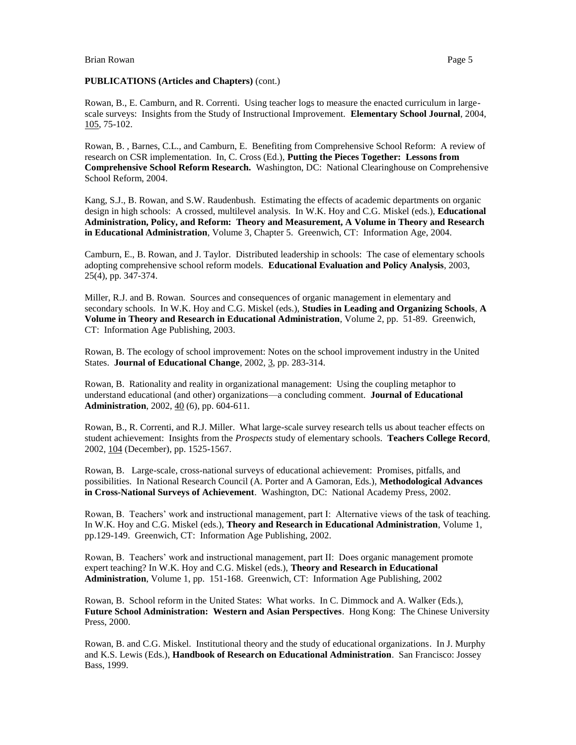**PUBLICATIONS (Articles and Chapters)** (cont.)

Rowan, B., E. Camburn, and R. Correnti. Using teacher logs to measure the enacted curriculum in large-scale surveys: Insights from the Study of Instructional Improvement. **Elementary School Journal**, 2004, 105, 75-102.

Rowan, B. , Barnes, C.L., and Camburn, E. Benefiting from Comprehensive School Reform: A review of research on CSR implementation. In, C. Cross (Ed.), **Putting the Pieces Together: Lessons from Comprehensive School Reform Research.** Washington, DC: National Clearinghouse on Comprehensive School Reform, 2004.

Kang, S.J., B. Rowan, and S.W. Raudenbush. Estimating the effects of academic departments on organic design in high schools: A crossed, multilevel analysis. In W.K. Hoy and C.G. Miskel (eds.), **Educational Administration, Policy, and Reform: Theory and Measurement, A Volume in Theory and Research in Educational Administration**, Volume 3, Chapter 5. Greenwich, CT: Information Age, 2004.

Camburn, E., B. Rowan, and J. Taylor. Distributed leadership in schools: The case of elementary schools adopting comprehensive school reform models. **Educational Evaluation and Policy Analysis**, 2003, 25(4), pp. 347-374.

Miller, R.J. and B. Rowan. Sources and consequences of organic management in elementary and secondary schools. In W.K. Hoy and C.G. Miskel (eds.), **Studies in Leading and Organizing Schools**, **A Volume in Theory and Research in Educational Administration**, Volume 2, pp. 51-89. Greenwich, CT: Information Age Publishing, 2003.

Rowan, B. The ecology of school improvement: Notes on the school improvement industry in the United States. **Journal of Educational Change**, 2002, 3, pp. 283-314.

Rowan, B. Rationality and reality in organizational management: Using the coupling metaphor to understand educational (and other) organizations—a concluding comment. **Journal of Educational Administration**, 2002, 40 (6), pp. 604-611.

Rowan, B., R. Correnti, and R.J. Miller. What large-scale survey research tells us about teacher effects on student achievement: Insights from the *Prospects* study of elementary schools. **Teachers College Record**, 2002, 104 (December), pp. 1525-1567.

Rowan, B. Large-scale, cross-national surveys of educational achievement: Promises, pitfalls, and possibilities. In National Research Council (A. Porter and A Gamoran, Eds.), **Methodological Advances in Cross-National Surveys of Achievement**. Washington, DC: National Academy Press, 2002.

Rowan, B. Teachers' work and instructional management, part I: Alternative views of the task of teaching. In W.K. Hoy and C.G. Miskel (eds.), **Theory and Research in Educational Administration**, Volume 1, pp.129-149. Greenwich, CT: Information Age Publishing, 2002.

Rowan, B. Teachers' work and instructional management, part II: Does organic management promote expert teaching? In W.K. Hoy and C.G. Miskel (eds.), **Theory and Research in Educational Administration**, Volume 1, pp. 151-168. Greenwich, CT: Information Age Publishing, 2002

Rowan, B. School reform in the United States: What works. In C. Dimmock and A. Walker (Eds.), **Future School Administration: Western and Asian Perspectives**. Hong Kong: The Chinese University Press, 2000.

Rowan, B. and C.G. Miskel. Institutional theory and the study of educational organizations. In J. Murphy and K.S. Lewis (Eds.), **Handbook of Research on Educational Administration**. San Francisco: Jossey Bass, 1999.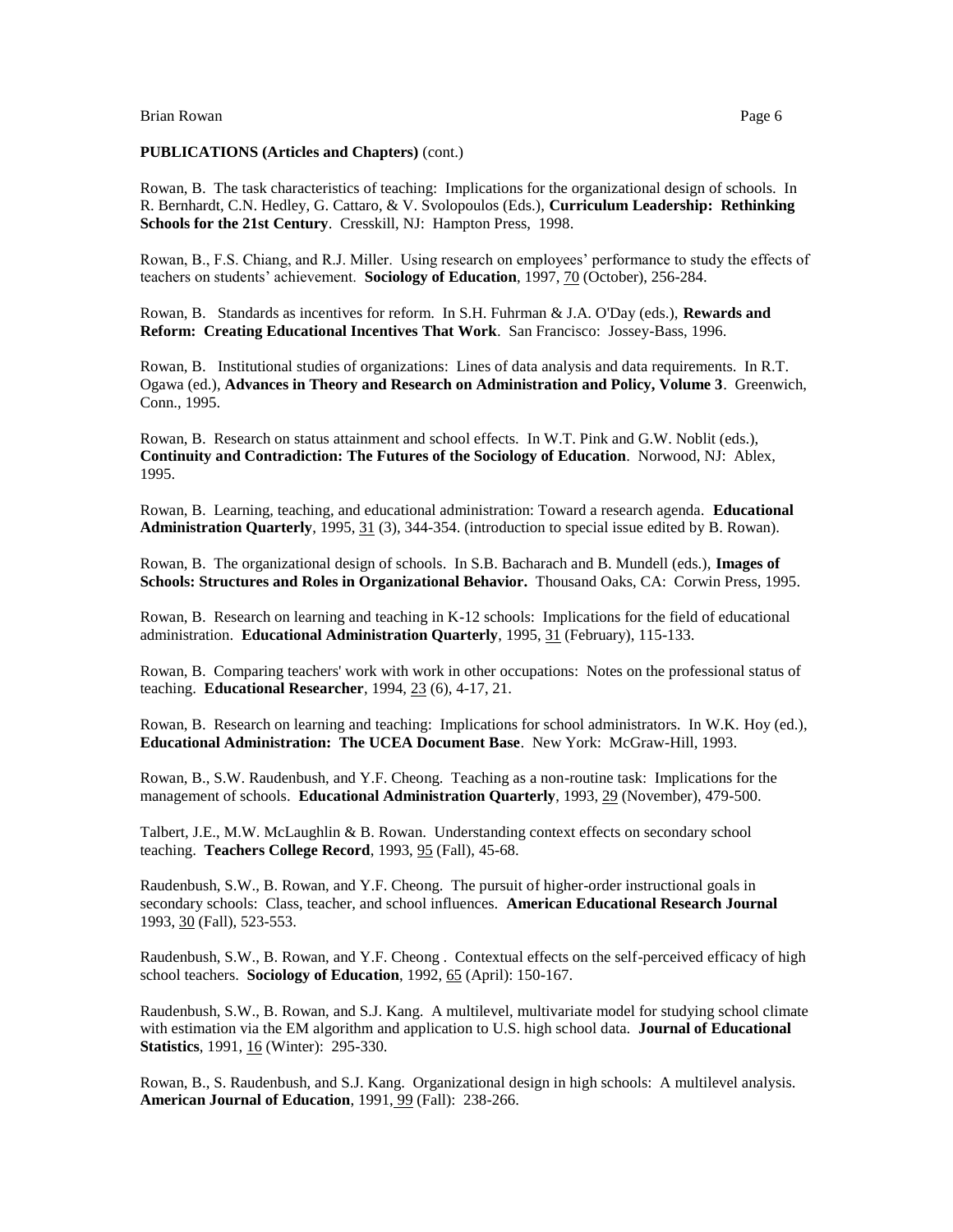**PUBLICATIONS (Articles and Chapters)** (cont.)

Rowan, B. The task characteristics of teaching: Implications for the organizational design of schools. In R. Bernhardt, C.N. Hedley, G. Cattaro, & V. Svolopoulos (Eds.), **Curriculum Leadership: Rethinking Schools for the 21st Century**. Cresskill, NJ: Hampton Press, 1998.

Rowan, B., F.S. Chiang, and R.J. Miller. Using research on employees' performance to study the effects of teachers on students' achievement. **Sociology of Education**, 1997, 70 (October), 256-284.

Rowan, B. Standards as incentives for reform. In S.H. Fuhrman & J.A. O'Day (eds.), **Rewards and Reform: Creating Educational Incentives That Work**. San Francisco: Jossey-Bass, 1996.

Rowan, B. Institutional studies of organizations: Lines of data analysis and data requirements. In R.T. Ogawa (ed.), **Advances in Theory and Research on Administration and Policy, Volume 3**. Greenwich, Conn., 1995.

Rowan, B. Research on status attainment and school effects. In W.T. Pink and G.W. Noblit (eds.), **Continuity and Contradiction: The Futures of the Sociology of Education**. Norwood, NJ: Ablex, 1995.

Rowan, B. Learning, teaching, and educational administration: Toward a research agenda. **Educational Administration Quarterly**, 1995, 31 (3), 344-354. (introduction to special issue edited by B. Rowan).

Rowan, B. The organizational design of schools. In S.B. Bacharach and B. Mundell (eds.), **Images of Schools: Structures and Roles in Organizational Behavior.** Thousand Oaks, CA: Corwin Press, 1995.

Rowan, B. Research on learning and teaching in K-12 schools: Implications for the field of educational administration. **Educational Administration Quarterly**, 1995, 31 (February), 115-133.

Rowan, B. Comparing teachers' work with work in other occupations: Notes on the professional status of teaching. **Educational Researcher**, 1994, 23 (6), 4-17, 21.

Rowan, B. Research on learning and teaching: Implications for school administrators. In W.K. Hoy (ed.), **Educational Administration: The UCEA Document Base**. New York: McGraw-Hill, 1993.

Rowan, B., S.W. Raudenbush, and Y.F. Cheong. Teaching as a non-routine task: Implications for the management of schools. **Educational Administration Quarterly**, 1993, 29 (November), 479-500.

Talbert, J.E., M.W. McLaughlin & B. Rowan. Understanding context effects on secondary school teaching. **Teachers College Record**, 1993, 95 (Fall), 45-68.

Raudenbush, S.W., B. Rowan, and Y.F. Cheong. The pursuit of higher-order instructional goals in secondary schools: Class, teacher, and school influences. **American Educational Research Journal** 1993, 30 (Fall), 523-553.

Raudenbush, S.W., B. Rowan, and Y.F. Cheong . Contextual effects on the self-perceived efficacy of high school teachers. **Sociology of Education**, 1992, 65 (April): 150-167.

Raudenbush, S.W., B. Rowan, and S.J. Kang. A multilevel, multivariate model for studying school climate with estimation via the EM algorithm and application to U.S. high school data. **Journal of Educational Statistics**, 1991, 16 (Winter): 295-330.

Rowan, B., S. Raudenbush, and S.J. Kang. Organizational design in high schools: A multilevel analysis. **American Journal of Education**, 1991, 99 (Fall): 238-266.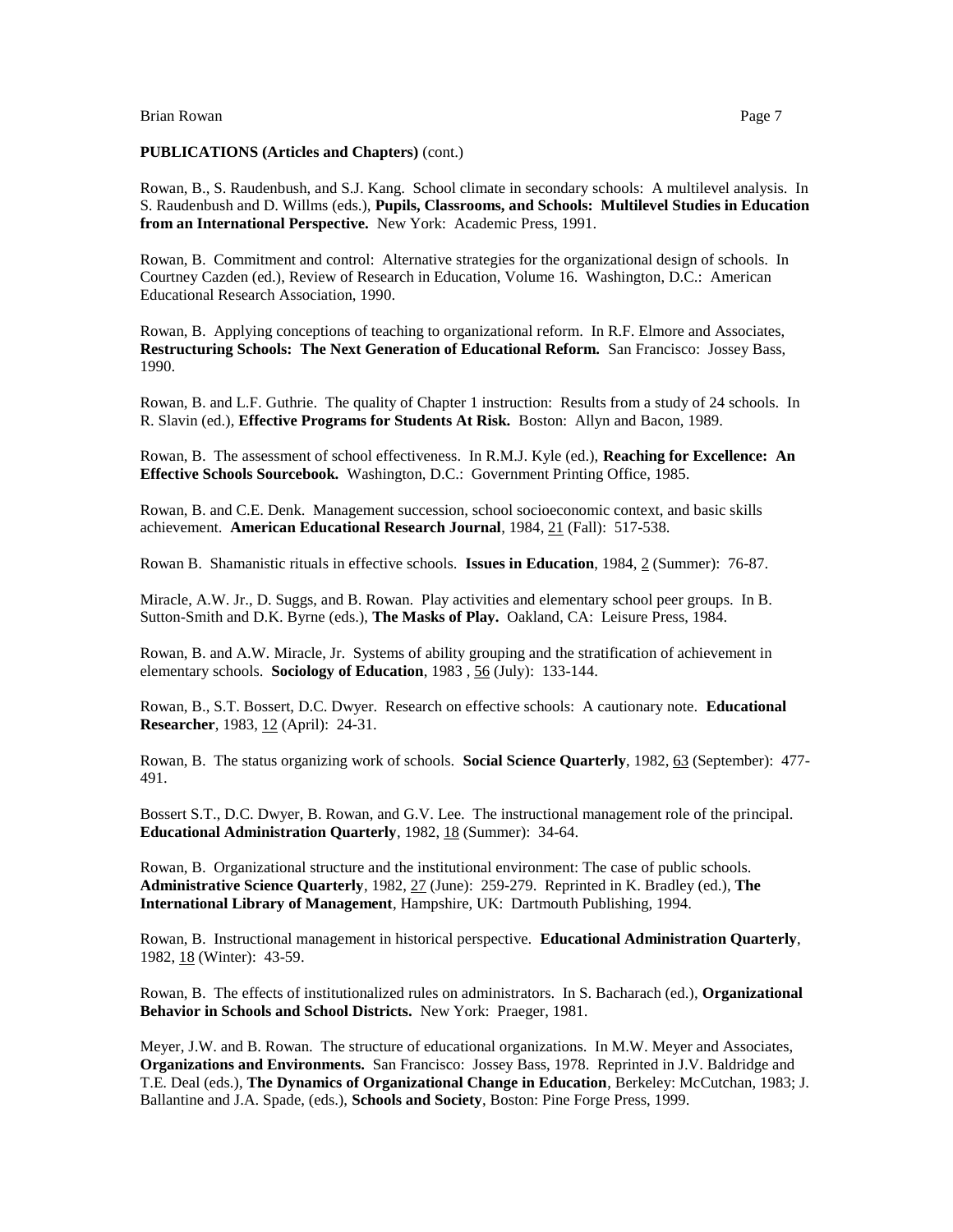**PUBLICATIONS (Articles and Chapters)** (cont.)

Rowan, B., S. Raudenbush, and S.J. Kang. School climate in secondary schools: A multilevel analysis. In S. Raudenbush and D. Willms (eds.), **Pupils, Classrooms, and Schools: Multilevel Studies in Education from an International Perspective.** New York: Academic Press, 1991.

Rowan, B. Commitment and control: Alternative strategies for the organizational design of schools. In Courtney Cazden (ed.), Review of Research in Education, Volume 16. Washington, D.C.: American Educational Research Association, 1990.

Rowan, B. Applying conceptions of teaching to organizational reform. In R.F. Elmore and Associates, **Restructuring Schools: The Next Generation of Educational Reform.** San Francisco: Jossey Bass, 1990.

Rowan, B. and L.F. Guthrie. The quality of Chapter 1 instruction: Results from a study of 24 schools. In R. Slavin (ed.), **Effective Programs for Students At Risk.** Boston: Allyn and Bacon, 1989.

Rowan, B. The assessment of school effectiveness. In R.M.J. Kyle (ed.), **Reaching for Excellence: An Effective Schools Sourcebook.** Washington, D.C.: Government Printing Office, 1985.

Rowan, B. and C.E. Denk. Management succession, school socioeconomic context, and basic skills achievement. **American Educational Research Journal**, 1984, 21 (Fall): 517-538.

Rowan B. Shamanistic rituals in effective schools. **Issues in Education**, 1984, 2 (Summer): 76-87.

Miracle, A.W. Jr., D. Suggs, and B. Rowan. Play activities and elementary school peer groups. In B. Sutton-Smith and D.K. Byrne (eds.), **The Masks of Play.** Oakland, CA: Leisure Press, 1984.

Rowan, B. and A.W. Miracle, Jr. Systems of ability grouping and the stratification of achievement in elementary schools. **Sociology of Education**, 1983 , 56 (July): 133-144.

Rowan, B., S.T. Bossert, D.C. Dwyer. Research on effective schools: A cautionary note. **Educational Researcher**, 1983, 12 (April): 24-31.

Rowan, B. The status organizing work of schools. **Social Science Quarterly**, 1982, 63 (September): 477-491.

Bossert S.T., D.C. Dwyer, B. Rowan, and G.V. Lee. The instructional management role of the principal. **Educational Administration Quarterly**, 1982, 18 (Summer): 34-64.

Rowan, B. Organizational structure and the institutional environment: The case of public schools. **Administrative Science Quarterly**, 1982, 27 (June): 259-279. Reprinted in K. Bradley (ed.), **The International Library of Management**, Hampshire, UK: Dartmouth Publishing, 1994.

Rowan, B. Instructional management in historical perspective. **Educational Administration Quarterly**, 1982, 18 (Winter): 43-59.

Rowan, B. The effects of institutionalized rules on administrators. In S. Bacharach (ed.), **Organizational Behavior in Schools and School Districts.** New York: Praeger, 1981.

Meyer, J.W. and B. Rowan. The structure of educational organizations. In M.W. Meyer and Associates, **Organizations and Environments.** San Francisco: Jossey Bass, 1978. Reprinted in J.V. Baldridge and T.E. Deal (eds.), **The Dynamics of Organizational Change in Education**, Berkeley: McCutchan, 1983; J. Ballantine and J.A. Spade, (eds.), **Schools and Society**, Boston: Pine Forge Press, 1999.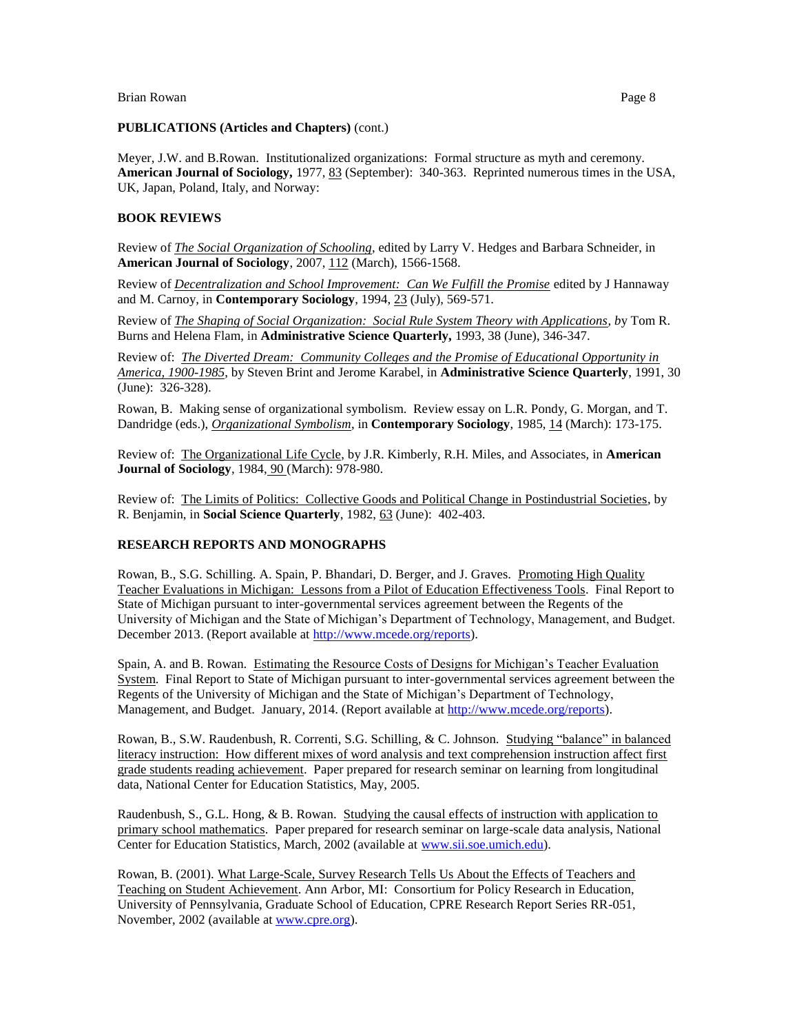**PUBLICATIONS (Articles and Chapters)** (cont.)

Meyer, J.W. and B.Rowan. Institutionalized organizations: Formal structure as myth and ceremony. **American Journal of Sociology,** 1977, 83 (September): 340-363. Reprinted numerous times in the USA, UK, Japan, Poland, Italy, and Norway:

## BOOK REVIEWS

Review of *The Social Organization of Schooling*, edited by Larry V. Hedges and Barbara Schneider, in **American Journal of Sociology**, 2007, 112 (March), 1566-1568.

Review of *Decentralization and School Improvement: Can We Fulfill the Promise* edited by J Hannaway and M. Carnoy, in **Contemporary Sociology**, 1994, 23 (July), 569-571.

Review of *The Shaping of Social Organization: Social Rule System Theory with Applications, b*y Tom R. Burns and Helena Flam, in **Administrative Science Quarterly,** 1993, 38 (June), 346-347.

Review of: *The Diverted Dream: Community Colleges and the Promise of Educational Opportunity in America, 1900-1985*, by Steven Brint and Jerome Karabel, in **Administrative Science Quarterly**, 1991, 30 (June): 326-328).

Rowan, B. Making sense of organizational symbolism. Review essay on L.R. Pondy, G. Morgan, and T. Dandridge (eds.), *Organizational Symbolism*, in **Contemporary Sociology**, 1985, 14 (March): 173-175.

Review of: The Organizational Life Cycle, by J.R. Kimberly, R.H. Miles, and Associates, in **American Journal of Sociology**, 1984, 90 (March): 978-980.

Review of: The Limits of Politics: Collective Goods and Political Change in Postindustrial Societies, by R. Benjamin, in **Social Science Quarterly**, 1982, 63 (June): 402-403.

## RESEARCH REPORTS AND MONOGRAPHS

Rowan, B., S.G. Schilling. A. Spain, P. Bhandari, D. Berger, and J. Graves. Promoting High Quality Teacher Evaluations in Michigan: Lessons from a Pilot of Education Effectiveness Tools. Final Report to State of Michigan pursuant to inter-governmental services agreement between the Regents of the University of Michigan and the State of Michigan's Department of Technology, Management, and Budget. December 2013. (Report available at http://www.mcede.org/reports).

Spain, A. and B. Rowan. Estimating the Resource Costs of Designs for Michigan's Teacher Evaluation System. Final Report to State of Michigan pursuant to inter-governmental services agreement between the Regents of the University of Michigan and the State of Michigan's Department of Technology, Management, and Budget. January, 2014. (Report available at http://www.mcede.org/reports).

Rowan, B., S.W. Raudenbush, R. Correnti, S.G. Schilling, & C. Johnson. Studying "balance" in balanced literacy instruction: How different mixes of word analysis and text comprehension instruction affect first grade students reading achievement. Paper prepared for research seminar on learning from longitudinal data, National Center for Education Statistics, May, 2005.

Raudenbush, S., G.L. Hong, & B. Rowan. Studying the causal effects of instruction with application to primary school mathematics. Paper prepared for research seminar on large-scale data analysis, National Center for Education Statistics, March, 2002 (available at www.sii.soe.umich.edu).

Rowan, B. (2001). What Large-Scale, Survey Research Tells Us About the Effects of Teachers and Teaching on Student Achievement. Ann Arbor, MI: Consortium for Policy Research in Education, University of Pennsylvania, Graduate School of Education, CPRE Research Report Series RR-051, November, 2002 (available at www.cpre.org).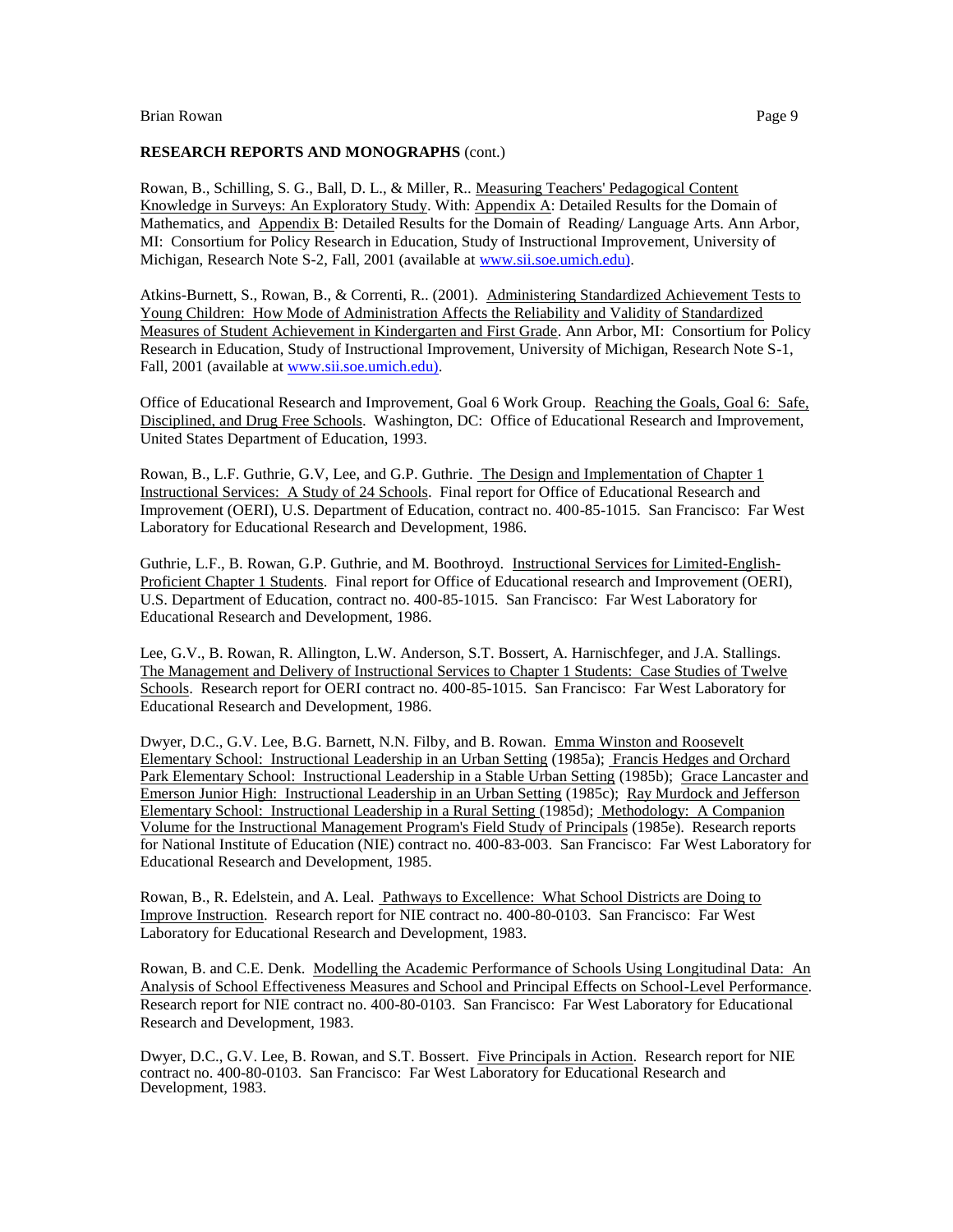**RESEARCH REPORTS AND MONOGRAPHS** (cont.)

Rowan, B., Schilling, S. G., Ball, D. L., & Miller, R.. Measuring Teachers' Pedagogical Content Knowledge in Surveys: An Exploratory Study. With: Appendix A: Detailed Results for the Domain of Mathematics, and Appendix B: Detailed Results for the Domain of Reading/ Language Arts. Ann Arbor, MI: Consortium for Policy Research in Education, Study of Instructional Improvement, University of Michigan, Research Note S-2, Fall, 2001 (available at www.sii.soe.umich.edu).

Atkins-Burnett, S., Rowan, B., & Correnti, R.. (2001). Administering Standardized Achievement Tests to Young Children: How Mode of Administration Affects the Reliability and Validity of Standardized Measures of Student Achievement in Kindergarten and First Grade. Ann Arbor, MI: Consortium for Policy Research in Education, Study of Instructional Improvement, University of Michigan, Research Note S-1, Fall, 2001 (available at www.sii.soe.umich.edu).

Office of Educational Research and Improvement, Goal 6 Work Group. Reaching the Goals, Goal 6: Safe, Disciplined, and Drug Free Schools. Washington, DC: Office of Educational Research and Improvement, United States Department of Education, 1993.

Rowan, B., L.F. Guthrie, G.V, Lee, and G.P. Guthrie. The Design and Implementation of Chapter 1 Instructional Services: A Study of 24 Schools. Final report for Office of Educational Research and Improvement (OERI), U.S. Department of Education, contract no. 400-85-1015. San Francisco: Far West Laboratory for Educational Research and Development, 1986.

Guthrie, L.F., B. Rowan, G.P. Guthrie, and M. Boothroyd. Instructional Services for Limited-English-Proficient Chapter 1 Students. Final report for Office of Educational research and Improvement (OERI), U.S. Department of Education, contract no. 400-85-1015. San Francisco: Far West Laboratory for Educational Research and Development, 1986.

Lee, G.V., B. Rowan, R. Allington, L.W. Anderson, S.T. Bossert, A. Harnischfeger, and J.A. Stallings. The Management and Delivery of Instructional Services to Chapter 1 Students: Case Studies of Twelve Schools. Research report for OERI contract no. 400-85-1015. San Francisco: Far West Laboratory for Educational Research and Development, 1986.

Dwyer, D.C., G.V. Lee, B.G. Barnett, N.N. Filby, and B. Rowan. Emma Winston and Roosevelt Elementary School: Instructional Leadership in an Urban Setting (1985a); Francis Hedges and Orchard Park Elementary School: Instructional Leadership in a Stable Urban Setting (1985b); Grace Lancaster and Emerson Junior High: Instructional Leadership in an Urban Setting (1985c); Ray Murdock and Jefferson Elementary School: Instructional Leadership in a Rural Setting (1985d); Methodology: A Companion Volume for the Instructional Management Program's Field Study of Principals (1985e). Research reports for National Institute of Education (NIE) contract no. 400-83-003. San Francisco: Far West Laboratory for Educational Research and Development, 1985.

Rowan, B., R. Edelstein, and A. Leal. Pathways to Excellence: What School Districts are Doing to Improve Instruction. Research report for NIE contract no. 400-80-0103. San Francisco: Far West Laboratory for Educational Research and Development, 1983.

Rowan, B. and C.E. Denk. Modelling the Academic Performance of Schools Using Longitudinal Data: An Analysis of School Effectiveness Measures and School and Principal Effects on School-Level Performance. Research report for NIE contract no. 400-80-0103. San Francisco: Far West Laboratory for Educational Research and Development, 1983.

Dwyer, D.C., G.V. Lee, B. Rowan, and S.T. Bossert. Five Principals in Action. Research report for NIE contract no. 400-80-0103. San Francisco: Far West Laboratory for Educational Research and Development, 1983.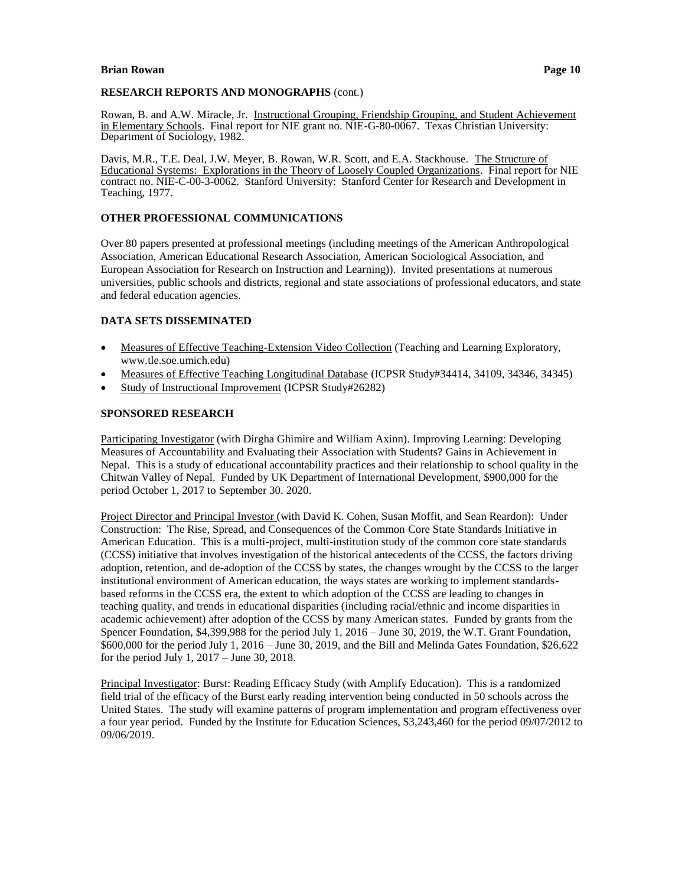## RESEARCH REPORTS AND MONOGRAPHS (cont.)

Rowan, B. and A.W. Miracle, Jr. Instructional Grouping, Friendship Grouping, and Student Achievement in Elementary Schools. Final report for NIE grant no. NIE-G-80-0067. Texas Christian University: Department of Sociology, 1982.

Davis, M.R., T.E. Deal, J.W. Meyer, B. Rowan, W.R. Scott, and E.A. Stackhouse. The Structure of Educational Systems: Explorations in the Theory of Loosely Coupled Organizations. Final report for NIE contract no. NIE-C-00-3-0062. Stanford University: Stanford Center for Research and Development in Teaching, 1977.

## OTHER PROFESSIONAL COMMUNICATIONS

Over 80 papers presented at professional meetings (including meetings of the American Anthropological Association, American Educational Research Association, American Sociological Association, and European Association for Research on Instruction and Learning)). Invited presentations at numerous universities, public schools and districts, regional and state associations of professional educators, and state and federal education agencies.

## DATA SETS DISSEMINATED

- Measures of Effective Teaching-Extension Video Collection (Teaching and Learning Exploratory, www.tle.soe.umich.edu)
- Measures of Effective Teaching Longitudinal Database (ICPSR Study#34414, 34109, 34346, 34345)
- Study of Instructional Improvement (ICPSR Study#26282)

## SPONSORED RESEARCH

Participating Investigator (with Dirgha Ghimire and William Axinn). Improving Learning: Developing Measures of Accountability and Evaluating their Association with Students? Gains in Achievement in Nepal. This is a study of educational accountability practices and their relationship to school quality in the Chitwan Valley of Nepal. Funded by UK Department of International Development, $900,000 for the period October 1, 2017 to September 30. 2020.

Project Director and Principal Investor (with David K. Cohen, Susan Moffit, and Sean Reardon): Under Construction: The Rise, Spread, and Consequences of the Common Core State Standards Initiative in American Education. This is a multi-project, multi-institution study of the common core state standards (CCSS) initiative that involves investigation of the historical antecedents of the CCSS, the factors driving adoption, retention, and de-adoption of the CCSS by states, the changes wrought by the CCSS to the larger institutional environment of American education, the ways states are working to implement standards-based reforms in the CCSS era, the extent to which adoption of the CCSS are leading to changes in teaching quality, and trends in educational disparities (including racial/ethnic and income disparities in academic achievement) after adoption of the CCSS by many American states. Funded by grants from the Spencer Foundation, $4,399,988 for the period July 1, 2016 – June 30, 2019, the W.T. Grant Foundation, $600,000 for the period July 1, 2016 – June 30, 2019, and the Bill and Melinda Gates Foundation, $26,622 for the period July 1, 2017 – June 30, 2018.

Principal Investigator: Burst: Reading Efficacy Study (with Amplify Education). This is a randomized field trial of the efficacy of the Burst early reading intervention being conducted in 50 schools across the United States. The study will examine patterns of program implementation and program effectiveness over a four year period. Funded by the Institute for Education Sciences, $3,243,460 for the period 09/07/2012 to 09/06/2019.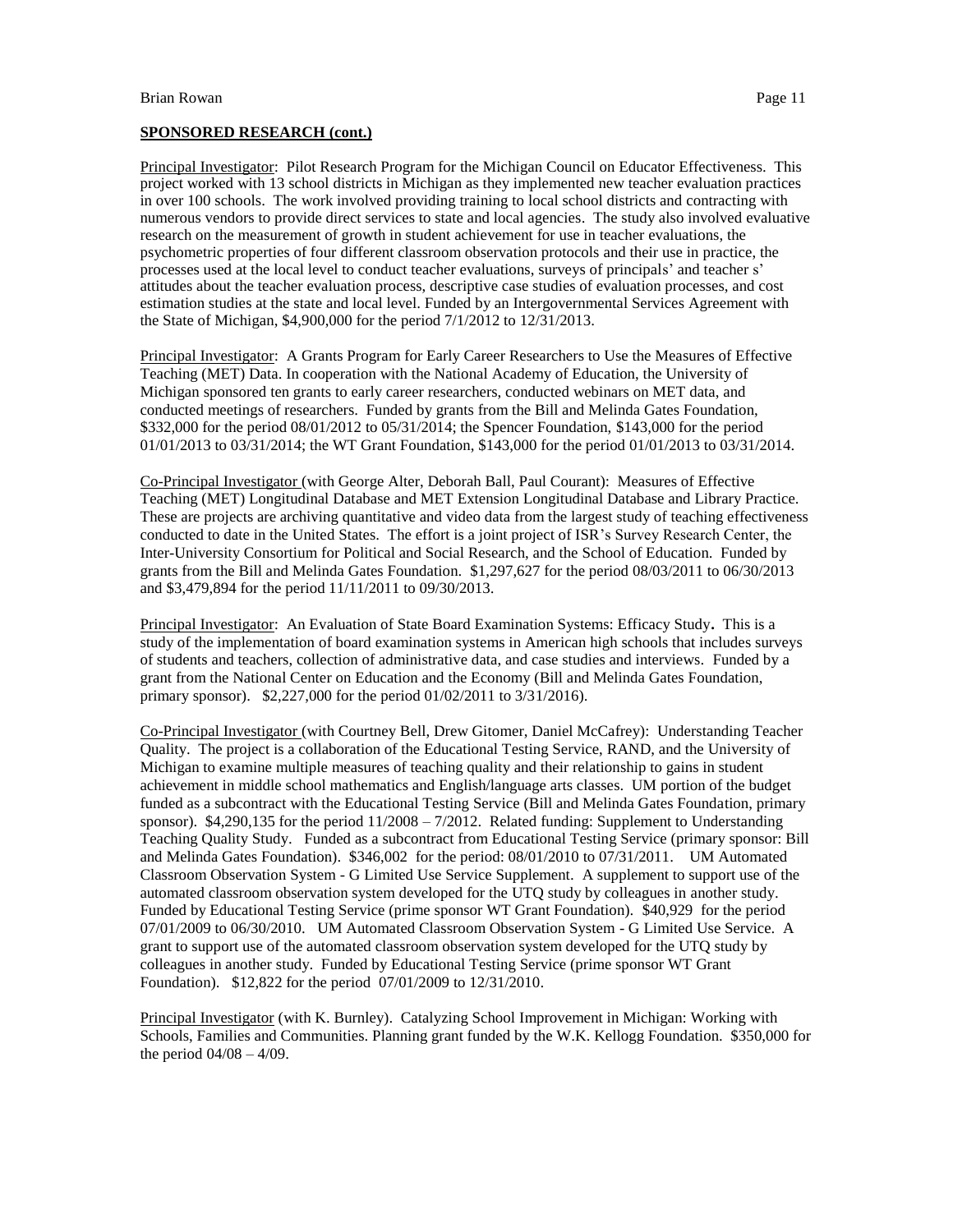**SPONSORED RESEARCH (cont.)**

Principal Investigator: Pilot Research Program for the Michigan Council on Educator Effectiveness. This project worked with 13 school districts in Michigan as they implemented new teacher evaluation practices in over 100 schools. The work involved providing training to local school districts and contracting with numerous vendors to provide direct services to state and local agencies. The study also involved evaluative research on the measurement of growth in student achievement for use in teacher evaluations, the psychometric properties of four different classroom observation protocols and their use in practice, the processes used at the local level to conduct teacher evaluations, surveys of principals' and teacher s' attitudes about the teacher evaluation process, descriptive case studies of evaluation processes, and cost estimation studies at the state and local level. Funded by an Intergovernmental Services Agreement with the State of Michigan, $4,900,000 for the period 7/1/2012 to 12/31/2013.

Principal Investigator: A Grants Program for Early Career Researchers to Use the Measures of Effective Teaching (MET) Data. In cooperation with the National Academy of Education, the University of Michigan sponsored ten grants to early career researchers, conducted webinars on MET data, and conducted meetings of researchers. Funded by grants from the Bill and Melinda Gates Foundation, $332,000 for the period 08/01/2012 to 05/31/2014; the Spencer Foundation, $143,000 for the period 01/01/2013 to 03/31/2014; the WT Grant Foundation, $143,000 for the period 01/01/2013 to 03/31/2014.

Co-Principal Investigator (with George Alter, Deborah Ball, Paul Courant): Measures of Effective Teaching (MET) Longitudinal Database and MET Extension Longitudinal Database and Library Practice. These are projects are archiving quantitative and video data from the largest study of teaching effectiveness conducted to date in the United States. The effort is a joint project of ISR's Survey Research Center, the Inter-University Consortium for Political and Social Research, and the School of Education. Funded by grants from the Bill and Melinda Gates Foundation. $1,297,627 for the period 08/03/2011 to 06/30/2013 and $3,479,894 for the period 11/11/2011 to 09/30/2013.

Principal Investigator: An Evaluation of State Board Examination Systems: Efficacy Study**.** This is a study of the implementation of board examination systems in American high schools that includes surveys of students and teachers, collection of administrative data, and case studies and interviews. Funded by a grant from the National Center on Education and the Economy (Bill and Melinda Gates Foundation, primary sponsor). $2,227,000 for the period 01/02/2011 to 3/31/2016).

Co-Principal Investigator (with Courtney Bell, Drew Gitomer, Daniel McCafrey): Understanding Teacher Quality. The project is a collaboration of the Educational Testing Service, RAND, and the University of Michigan to examine multiple measures of teaching quality and their relationship to gains in student achievement in middle school mathematics and English/language arts classes. UM portion of the budget funded as a subcontract with the Educational Testing Service (Bill and Melinda Gates Foundation, primary sponsor). $4,290,135 for the period 11/2008 – 7/2012. Related funding: Supplement to Understanding Teaching Quality Study. Funded as a subcontract from Educational Testing Service (primary sponsor: Bill and Melinda Gates Foundation). $346,002 for the period: 08/01/2010 to 07/31/2011. UM Automated Classroom Observation System - G Limited Use Service Supplement. A supplement to support use of the automated classroom observation system developed for the UTQ study by colleagues in another study. Funded by Educational Testing Service (prime sponsor WT Grant Foundation). $40,929 for the period 07/01/2009 to 06/30/2010. UM Automated Classroom Observation System - G Limited Use Service. A grant to support use of the automated classroom observation system developed for the UTQ study by colleagues in another study. Funded by Educational Testing Service (prime sponsor WT Grant Foundation). $12,822 for the period 07/01/2009 to 12/31/2010.

Principal Investigator (with K. Burnley). Catalyzing School Improvement in Michigan: Working with Schools, Families and Communities. Planning grant funded by the W.K. Kellogg Foundation. $350,000 for the period 04/08 – 4/09.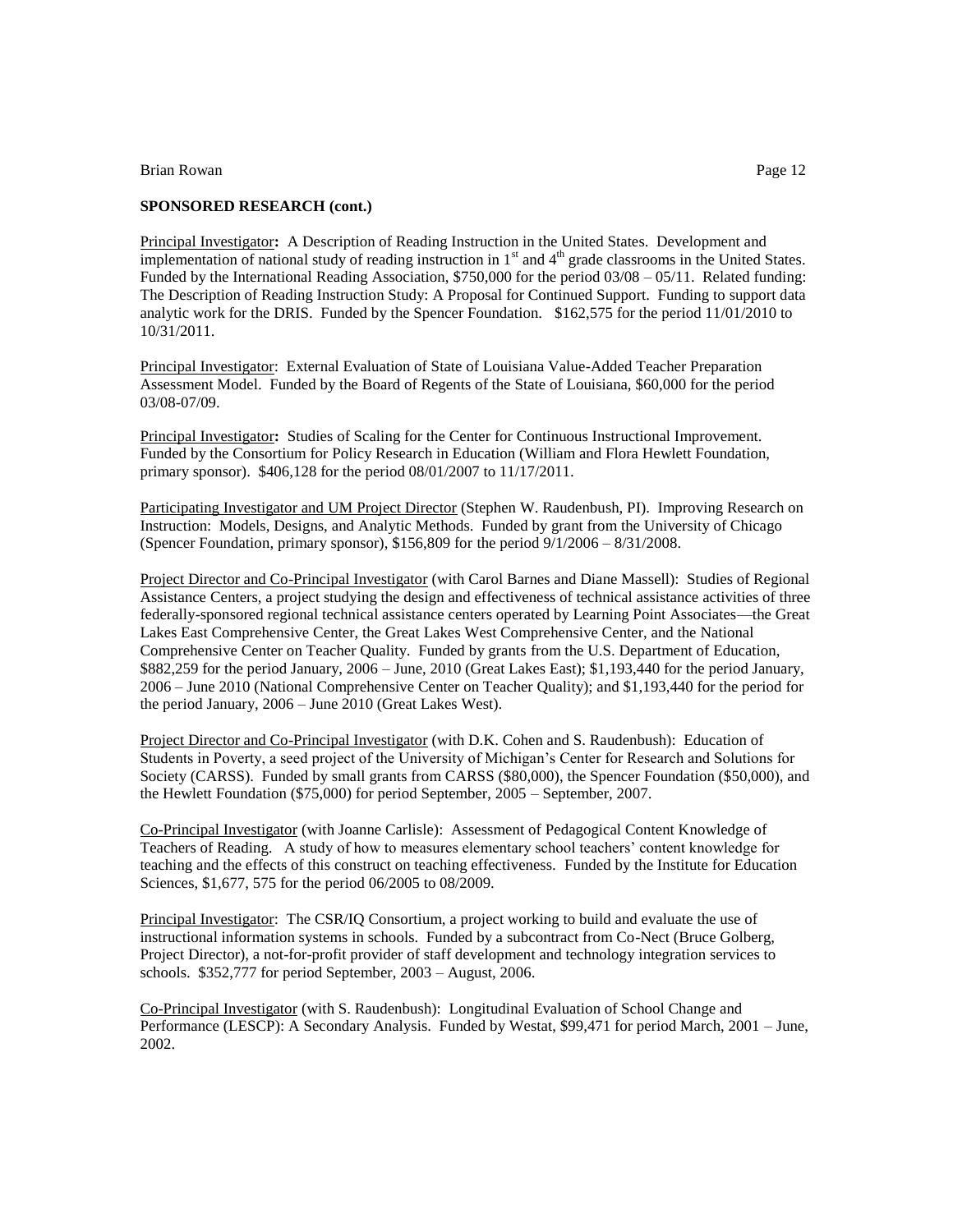**SPONSORED RESEARCH (cont.)**

Principal Investigator**:** A Description of Reading Instruction in the United States. Development and implementation of national study of reading instruction in 1st and 4th grade classrooms in the United States. Funded by the International Reading Association, $750,000 for the period 03/08 – 05/11. Related funding: The Description of Reading Instruction Study: A Proposal for Continued Support. Funding to support data analytic work for the DRIS. Funded by the Spencer Foundation. $162,575 for the period 11/01/2010 to 10/31/2011.

Principal Investigator: External Evaluation of State of Louisiana Value-Added Teacher Preparation Assessment Model. Funded by the Board of Regents of the State of Louisiana, $60,000 for the period 03/08-07/09.

Principal Investigator**:** Studies of Scaling for the Center for Continuous Instructional Improvement. Funded by the Consortium for Policy Research in Education (William and Flora Hewlett Foundation, primary sponsor). $406,128 for the period 08/01/2007 to 11/17/2011.

Participating Investigator and UM Project Director (Stephen W. Raudenbush, PI). Improving Research on Instruction: Models, Designs, and Analytic Methods. Funded by grant from the University of Chicago (Spencer Foundation, primary sponsor), $156,809 for the period 9/1/2006 – 8/31/2008.

Project Director and Co-Principal Investigator (with Carol Barnes and Diane Massell): Studies of Regional Assistance Centers, a project studying the design and effectiveness of technical assistance activities of three federally-sponsored regional technical assistance centers operated by Learning Point Associates—the Great Lakes East Comprehensive Center, the Great Lakes West Comprehensive Center, and the National Comprehensive Center on Teacher Quality. Funded by grants from the U.S. Department of Education, $882,259 for the period January, 2006 – June, 2010 (Great Lakes East); $1,193,440 for the period January, 2006 – June 2010 (National Comprehensive Center on Teacher Quality); and $1,193,440 for the period for the period January, 2006 – June 2010 (Great Lakes West).

Project Director and Co-Principal Investigator (with D.K. Cohen and S. Raudenbush): Education of Students in Poverty, a seed project of the University of Michigan's Center for Research and Solutions for Society (CARSS). Funded by small grants from CARSS ($80,000), the Spencer Foundation ($50,000), and the Hewlett Foundation ($75,000) for period September, 2005 – September, 2007.

Co-Principal Investigator (with Joanne Carlisle): Assessment of Pedagogical Content Knowledge of Teachers of Reading. A study of how to measures elementary school teachers' content knowledge for teaching and the effects of this construct on teaching effectiveness. Funded by the Institute for Education Sciences, $1,677, 575 for the period 06/2005 to 08/2009.

Principal Investigator: The CSR/IQ Consortium, a project working to build and evaluate the use of instructional information systems in schools. Funded by a subcontract from Co-Nect (Bruce Golberg, Project Director), a not-for-profit provider of staff development and technology integration services to schools. $352,777 for period September, 2003 – August, 2006.

Co-Principal Investigator (with S. Raudenbush): Longitudinal Evaluation of School Change and Performance (LESCP): A Secondary Analysis. Funded by Westat, $99,471 for period March, 2001 – June, 2002.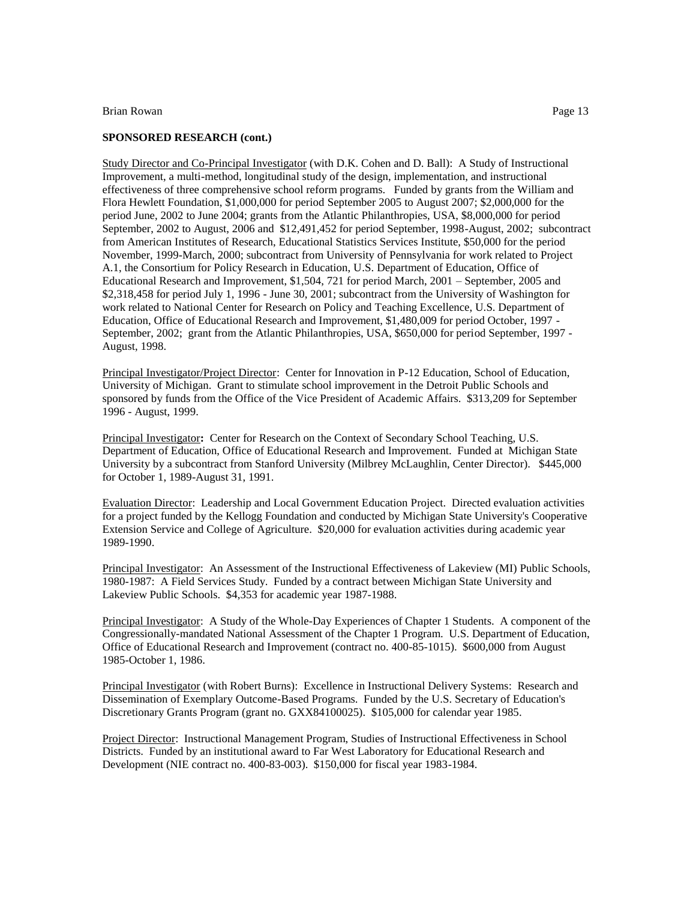**SPONSORED RESEARCH (cont.)**

Study Director and Co-Principal Investigator (with D.K. Cohen and D. Ball): A Study of Instructional Improvement, a multi-method, longitudinal study of the design, implementation, and instructional effectiveness of three comprehensive school reform programs. Funded by grants from the William and Flora Hewlett Foundation, $1,000,000 for period September 2005 to August 2007; $2,000,000 for the period June, 2002 to June 2004; grants from the Atlantic Philanthropies, USA, $8,000,000 for period September, 2002 to August, 2006 and $12,491,452 for period September, 1998-August, 2002; subcontract from American Institutes of Research, Educational Statistics Services Institute, $50,000 for the period November, 1999-March, 2000; subcontract from University of Pennsylvania for work related to Project A.1, the Consortium for Policy Research in Education, U.S. Department of Education, Office of Educational Research and Improvement, $1,504, 721 for period March, 2001 – September, 2005 and $2,318,458 for period July 1, 1996 - June 30, 2001; subcontract from the University of Washington for work related to National Center for Research on Policy and Teaching Excellence, U.S. Department of Education, Office of Educational Research and Improvement, $1,480,009 for period October, 1997 - September, 2002; grant from the Atlantic Philanthropies, USA, $650,000 for period September, 1997 - August, 1998.

Principal Investigator/Project Director: Center for Innovation in P-12 Education, School of Education, University of Michigan. Grant to stimulate school improvement in the Detroit Public Schools and sponsored by funds from the Office of the Vice President of Academic Affairs. $313,209 for September 1996 - August, 1999.

Principal Investigator**:** Center for Research on the Context of Secondary School Teaching, U.S. Department of Education, Office of Educational Research and Improvement. Funded at Michigan State University by a subcontract from Stanford University (Milbrey McLaughlin, Center Director). $445,000 for October 1, 1989-August 31, 1991.

Evaluation Director: Leadership and Local Government Education Project. Directed evaluation activities for a project funded by the Kellogg Foundation and conducted by Michigan State University's Cooperative Extension Service and College of Agriculture. $20,000 for evaluation activities during academic year 1989-1990.

Principal Investigator: An Assessment of the Instructional Effectiveness of Lakeview (MI) Public Schools, 1980-1987: A Field Services Study. Funded by a contract between Michigan State University and Lakeview Public Schools. $4,353 for academic year 1987-1988.

Principal Investigator: A Study of the Whole-Day Experiences of Chapter 1 Students. A component of the Congressionally-mandated National Assessment of the Chapter 1 Program. U.S. Department of Education, Office of Educational Research and Improvement (contract no. 400-85-1015). $600,000 from August 1985-October 1, 1986.

Principal Investigator (with Robert Burns): Excellence in Instructional Delivery Systems: Research and Dissemination of Exemplary Outcome-Based Programs. Funded by the U.S. Secretary of Education's Discretionary Grants Program (grant no. GXX84100025). $105,000 for calendar year 1985.

Project Director: Instructional Management Program, Studies of Instructional Effectiveness in School Districts. Funded by an institutional award to Far West Laboratory for Educational Research and Development (NIE contract no. 400-83-003). $150,000 for fiscal year 1983-1984.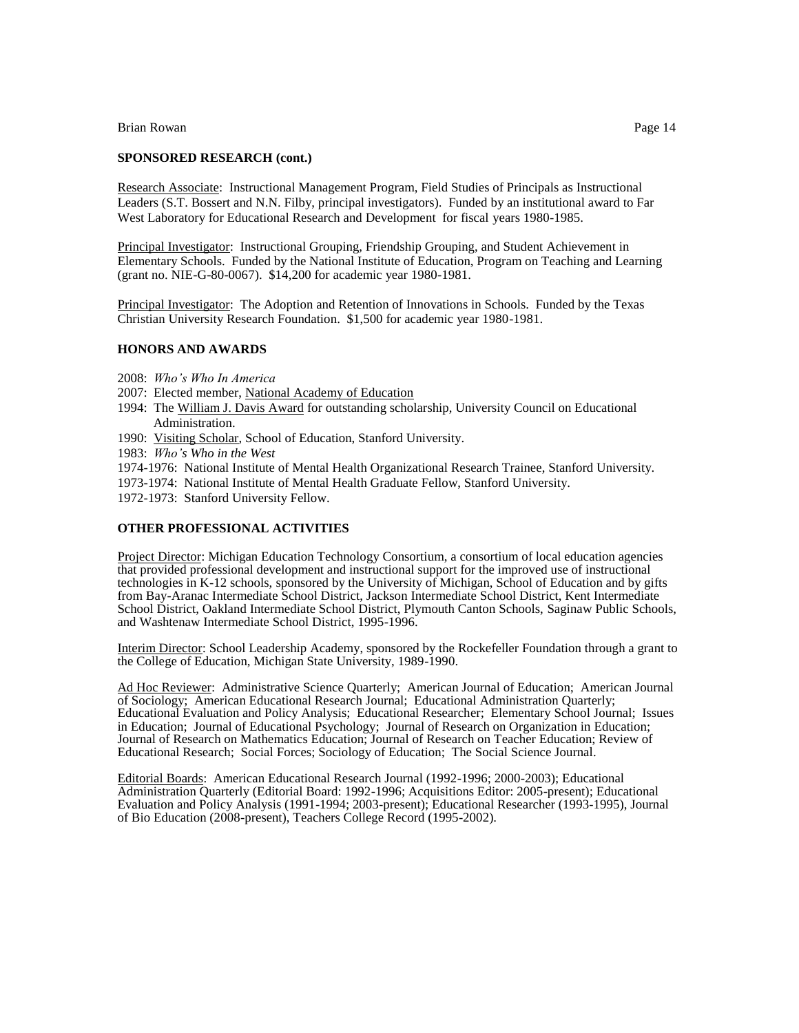**SPONSORED RESEARCH (cont.)**

Research Associate: Instructional Management Program, Field Studies of Principals as Instructional Leaders (S.T. Bossert and N.N. Filby, principal investigators). Funded by an institutional award to Far West Laboratory for Educational Research and Development for fiscal years 1980-1985.

Principal Investigator: Instructional Grouping, Friendship Grouping, and Student Achievement in Elementary Schools. Funded by the National Institute of Education, Program on Teaching and Learning (grant no. NIE-G-80-0067). $14,200 for academic year 1980-1981.

Principal Investigator: The Adoption and Retention of Innovations in Schools. Funded by the Texas Christian University Research Foundation. $1,500 for academic year 1980-1981.

**HONORS AND AWARDS**

2008: *Who's Who In America*
2007: Elected member, National Academy of Education
1994: The William J. Davis Award for outstanding scholarship, University Council on Educational Administration.
1990: Visiting Scholar, School of Education, Stanford University.
1983: *Who's Who in the West*
1974-1976: National Institute of Mental Health Organizational Research Trainee, Stanford University.
1973-1974: National Institute of Mental Health Graduate Fellow, Stanford University.
1972-1973: Stanford University Fellow.

**OTHER PROFESSIONAL ACTIVITIES**

Project Director: Michigan Education Technology Consortium, a consortium of local education agencies that provided professional development and instructional support for the improved use of instructional technologies in K-12 schools, sponsored by the University of Michigan, School of Education and by gifts from Bay-Aranac Intermediate School District, Jackson Intermediate School District, Kent Intermediate School District, Oakland Intermediate School District, Plymouth Canton Schools, Saginaw Public Schools, and Washtenaw Intermediate School District, 1995-1996.

Interim Director: School Leadership Academy, sponsored by the Rockefeller Foundation through a grant to the College of Education, Michigan State University, 1989-1990.

Ad Hoc Reviewer: Administrative Science Quarterly; American Journal of Education; American Journal of Sociology; American Educational Research Journal; Educational Administration Quarterly; Educational Evaluation and Policy Analysis; Educational Researcher; Elementary School Journal; Issues in Education; Journal of Educational Psychology; Journal of Research on Organization in Education; Journal of Research on Mathematics Education; Journal of Research on Teacher Education; Review of Educational Research; Social Forces; Sociology of Education; The Social Science Journal.

Editorial Boards: American Educational Research Journal (1992-1996; 2000-2003); Educational Administration Quarterly (Editorial Board: 1992-1996; Acquisitions Editor: 2005-present); Educational Evaluation and Policy Analysis (1991-1994; 2003-present); Educational Researcher (1993-1995), Journal of Bio Education (2008-present), Teachers College Record (1995-2002).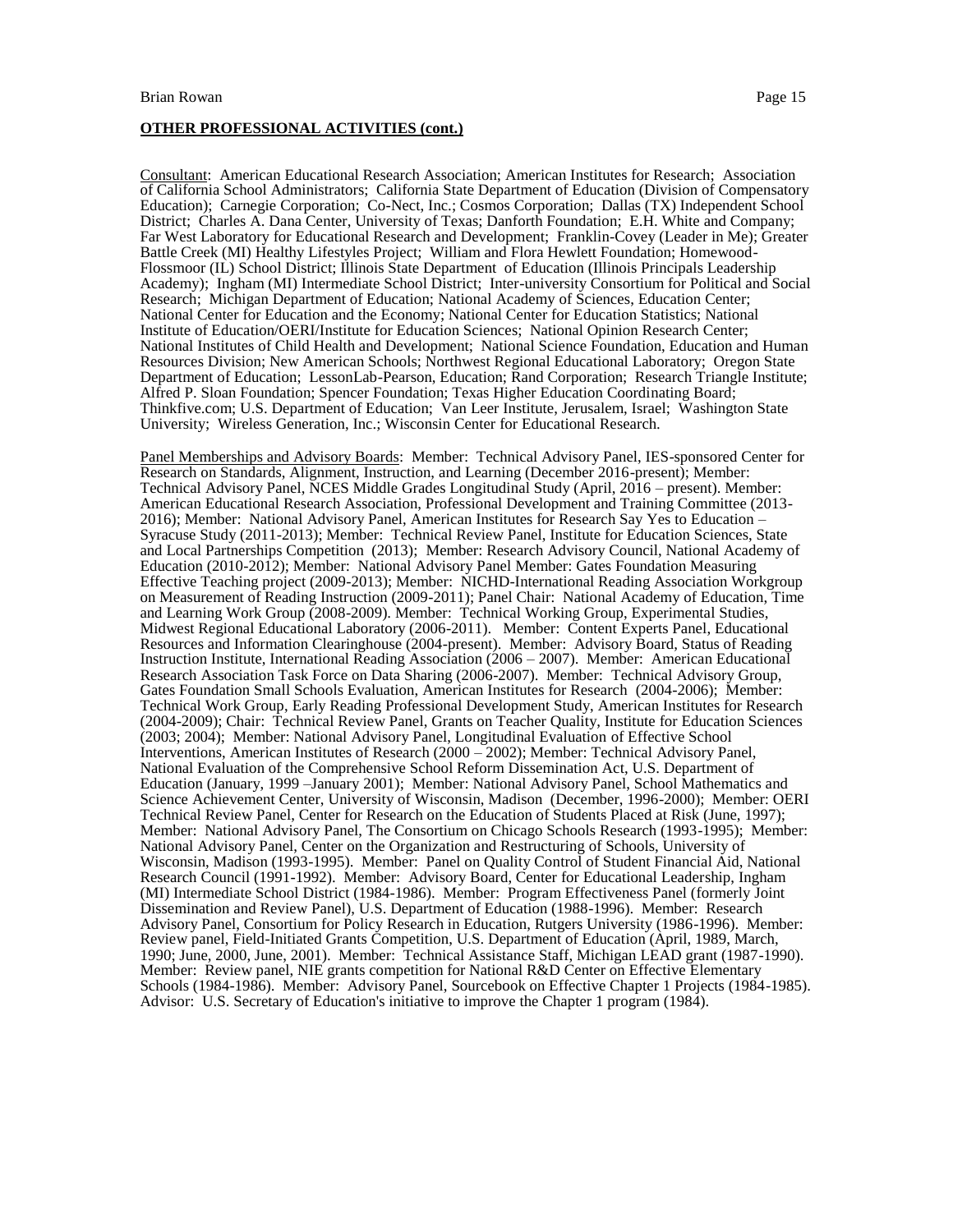**OTHER PROFESSIONAL ACTIVITIES (cont.)**

Consultant: American Educational Research Association; American Institutes for Research; Association of California School Administrators; California State Department of Education (Division of Compensatory Education); Carnegie Corporation; Co-Nect, Inc.; Cosmos Corporation; Dallas (TX) Independent School District; Charles A. Dana Center, University of Texas; Danforth Foundation; E.H. White and Company; Far West Laboratory for Educational Research and Development; Franklin-Covey (Leader in Me); Greater Battle Creek (MI) Healthy Lifestyles Project; William and Flora Hewlett Foundation; Homewood-Flossmoor (IL) School District; Illinois State Department of Education (Illinois Principals Leadership Academy); Ingham (MI) Intermediate School District; Inter-university Consortium for Political and Social Research; Michigan Department of Education; National Academy of Sciences, Education Center; National Center for Education and the Economy; National Center for Education Statistics; National Institute of Education/OERI/Institute for Education Sciences; National Opinion Research Center; National Institutes of Child Health and Development; National Science Foundation, Education and Human Resources Division; New American Schools; Northwest Regional Educational Laboratory; Oregon State Department of Education; LessonLab-Pearson, Education; Rand Corporation; Research Triangle Institute; Alfred P. Sloan Foundation; Spencer Foundation; Texas Higher Education Coordinating Board; Thinkfive.com; U.S. Department of Education; Van Leer Institute, Jerusalem, Israel; Washington State University; Wireless Generation, Inc.; Wisconsin Center for Educational Research.

Panel Memberships and Advisory Boards: Member: Technical Advisory Panel, IES-sponsored Center for Research on Standards, Alignment, Instruction, and Learning (December 2016-present); Member: Technical Advisory Panel, NCES Middle Grades Longitudinal Study (April, 2016 – present). Member: American Educational Research Association, Professional Development and Training Committee (2013-2016); Member: National Advisory Panel, American Institutes for Research Say Yes to Education – Syracuse Study (2011-2013); Member: Technical Review Panel, Institute for Education Sciences, State and Local Partnerships Competition (2013); Member: Research Advisory Council, National Academy of Education (2010-2012); Member: National Advisory Panel Member: Gates Foundation Measuring Effective Teaching project (2009-2013); Member: NICHD-International Reading Association Workgroup on Measurement of Reading Instruction (2009-2011); Panel Chair: National Academy of Education, Time and Learning Work Group (2008-2009). Member: Technical Working Group, Experimental Studies, Midwest Regional Educational Laboratory (2006-2011). Member: Content Experts Panel, Educational Resources and Information Clearinghouse (2004-present). Member: Advisory Board, Status of Reading Instruction Institute, International Reading Association (2006 – 2007). Member: American Educational Research Association Task Force on Data Sharing (2006-2007). Member: Technical Advisory Group, Gates Foundation Small Schools Evaluation, American Institutes for Research (2004-2006); Member: Technical Work Group, Early Reading Professional Development Study, American Institutes for Research (2004-2009); Chair: Technical Review Panel, Grants on Teacher Quality, Institute for Education Sciences (2003; 2004); Member: National Advisory Panel, Longitudinal Evaluation of Effective School Interventions, American Institutes of Research (2000 – 2002); Member: Technical Advisory Panel, National Evaluation of the Comprehensive School Reform Dissemination Act, U.S. Department of Education (January, 1999 –January 2001); Member: National Advisory Panel, School Mathematics and Science Achievement Center, University of Wisconsin, Madison (December, 1996-2000); Member: OERI Technical Review Panel, Center for Research on the Education of Students Placed at Risk (June, 1997); Member: National Advisory Panel, The Consortium on Chicago Schools Research (1993-1995); Member: National Advisory Panel, Center on the Organization and Restructuring of Schools, University of Wisconsin, Madison (1993-1995). Member: Panel on Quality Control of Student Financial Aid, National Research Council (1991-1992). Member: Advisory Board, Center for Educational Leadership, Ingham (MI) Intermediate School District (1984-1986). Member: Program Effectiveness Panel (formerly Joint Dissemination and Review Panel), U.S. Department of Education (1988-1996). Member: Research Advisory Panel, Consortium for Policy Research in Education, Rutgers University (1986-1996). Member: Review panel, Field-Initiated Grants Competition, U.S. Department of Education (April, 1989, March, 1990; June, 2000, June, 2001). Member: Technical Assistance Staff, Michigan LEAD grant (1987-1990). Member: Review panel, NIE grants competition for National R&D Center on Effective Elementary Schools (1984-1986). Member: Advisory Panel, Sourcebook on Effective Chapter 1 Projects (1984-1985). Advisor: U.S. Secretary of Education's initiative to improve the Chapter 1 program (1984).